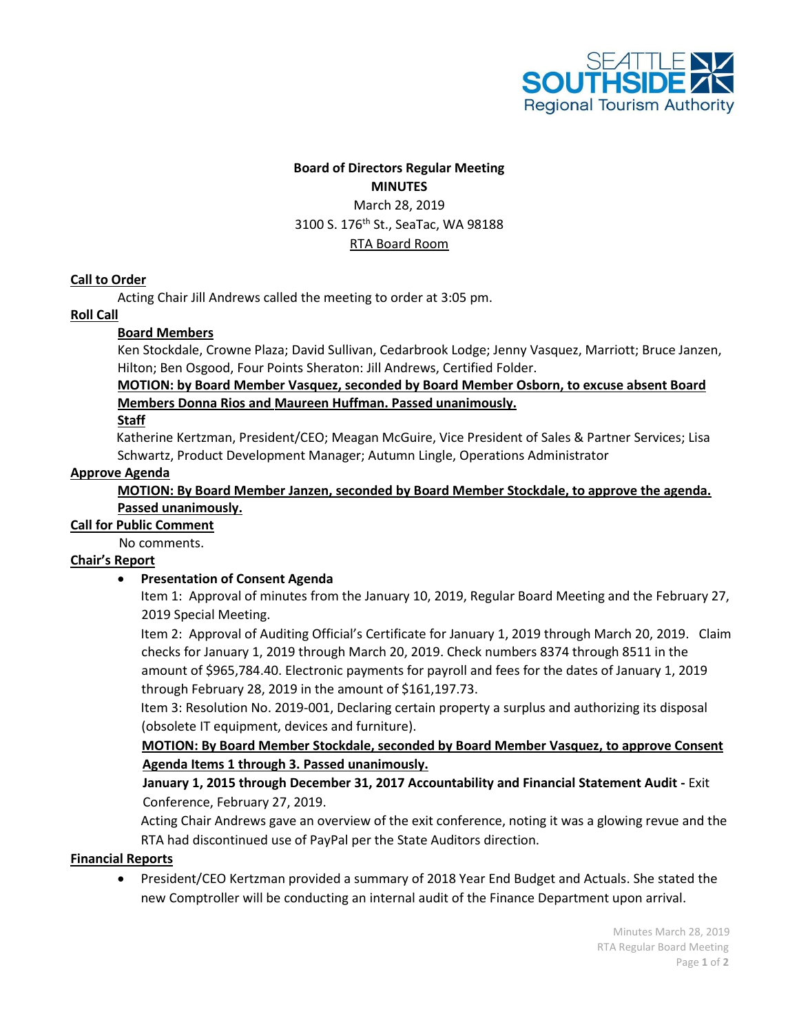SEATTLE SOUTHSIDE Regional Tourism Authority

**Board of Directors Regular Meeting**
**MINUTES**
March 28, 2019
3100 S. 176th St., SeaTac, WA 98188
RTA Board Room

## Call to Order

Acting Chair Jill Andrews called the meeting to order at 3:05 pm.

## Roll Call

### Board Members

Ken Stockdale, Crowne Plaza; David Sullivan, Cedarbrook Lodge; Jenny Vasquez, Marriott; Bruce Janzen, Hilton; Ben Osgood, Four Points Sheraton: Jill Andrews, Certified Folder.

**MOTION: by Board Member Vasquez, seconded by Board Member Osborn, to excuse absent Board Members Donna Rios and Maureen Huffman. Passed unanimously.**

### Staff

Katherine Kertzman, President/CEO; Meagan McGuire, Vice President of Sales & Partner Services; Lisa Schwartz, Product Development Manager; Autumn Lingle, Operations Administrator

## Approve Agenda

**MOTION: By Board Member Janzen, seconded by Board Member Stockdale, to approve the agenda. Passed unanimously.**

## Call for Public Comment

No comments.

## Chair's Report

- **Presentation of Consent Agenda**

  Item 1: Approval of minutes from the January 10, 2019, Regular Board Meeting and the February 27, 2019 Special Meeting.

  Item 2: Approval of Auditing Official's Certificate for January 1, 2019 through March 20, 2019. Claim checks for January 1, 2019 through March 20, 2019. Check numbers 8374 through 8511 in the amount of $965,784.40. Electronic payments for payroll and fees for the dates of January 1, 2019 through February 28, 2019 in the amount of $161,197.73.

  Item 3: Resolution No. 2019-001, Declaring certain property a surplus and authorizing its disposal (obsolete IT equipment, devices and furniture).

  **MOTION: By Board Member Stockdale, seconded by Board Member Vasquez, to approve Consent Agenda Items 1 through 3. Passed unanimously.**

  **January 1, 2015 through December 31, 2017 Accountability and Financial Statement Audit -** Exit Conference, February 27, 2019.

  Acting Chair Andrews gave an overview of the exit conference, noting it was a glowing revue and the RTA had discontinued use of PayPal per the State Auditors direction.

## Financial Reports

- President/CEO Kertzman provided a summary of 2018 Year End Budget and Actuals. She stated the new Comptroller will be conducting an internal audit of the Finance Department upon arrival.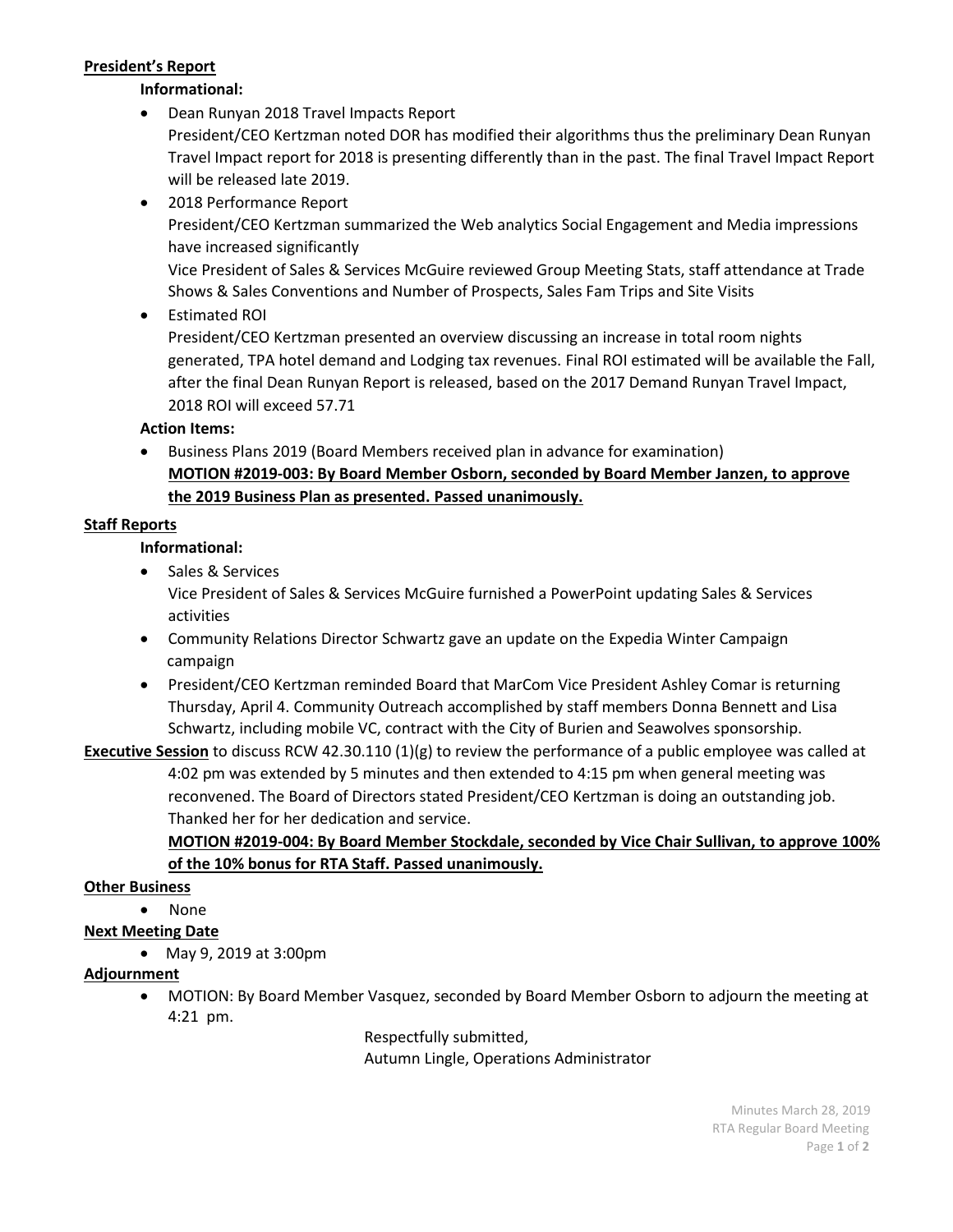**President's Report**

**Informational:**

- Dean Runyan 2018 Travel Impacts Report
  President/CEO Kertzman noted DOR has modified their algorithms thus the preliminary Dean Runyan Travel Impact report for 2018 is presenting differently than in the past. The final Travel Impact Report will be released late 2019.
- 2018 Performance Report
  President/CEO Kertzman summarized the Web analytics Social Engagement and Media impressions have increased significantly
  Vice President of Sales & Services McGuire reviewed Group Meeting Stats, staff attendance at Trade Shows & Sales Conventions and Number of Prospects, Sales Fam Trips and Site Visits
- Estimated ROI
  President/CEO Kertzman presented an overview discussing an increase in total room nights generated, TPA hotel demand and Lodging tax revenues. Final ROI estimated will be available the Fall, after the final Dean Runyan Report is released, based on the 2017 Demand Runyan Travel Impact, 2018 ROI will exceed 57.71

**Action Items:**

- Business Plans 2019 (Board Members received plan in advance for examination)
  **MOTION #2019-003: By Board Member Osborn, seconded by Board Member Janzen, to approve the 2019 Business Plan as presented. Passed unanimously.**

**Staff Reports**

**Informational:**

- Sales & Services
  Vice President of Sales & Services McGuire furnished a PowerPoint updating Sales & Services activities
- Community Relations Director Schwartz gave an update on the Expedia Winter Campaign campaign
- President/CEO Kertzman reminded Board that MarCom Vice President Ashley Comar is returning Thursday, April 4. Community Outreach accomplished by staff members Donna Bennett and Lisa Schwartz, including mobile VC, contract with the City of Burien and Seawolves sponsorship.

**Executive Session** to discuss RCW 42.30.110 (1)(g) to review the performance of a public employee was called at 4:02 pm was extended by 5 minutes and then extended to 4:15 pm when general meeting was reconvened. The Board of Directors stated President/CEO Kertzman is doing an outstanding job. Thanked her for her dedication and service.

**MOTION #2019-004: By Board Member Stockdale, seconded by Vice Chair Sullivan, to approve 100% of the 10% bonus for RTA Staff. Passed unanimously.**

**Other Business**

- None

**Next Meeting Date**

- May 9, 2019 at 3:00pm

**Adjournment**

- MOTION: By Board Member Vasquez, seconded by Board Member Osborn to adjourn the meeting at 4:21 pm.

Respectfully submitted,
Autumn Lingle, Operations Administrator